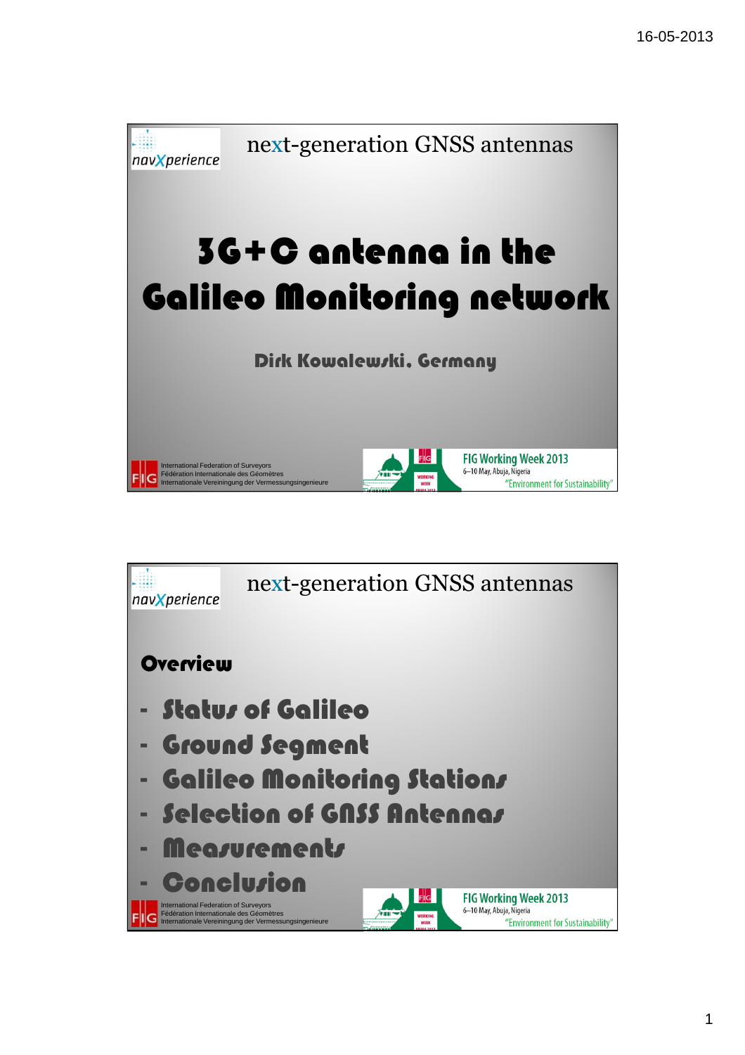next-generation GNSS antennas

# 3G+C antenna in the Galileo Monitoring network

**Dirk Kowalewski, Germany**

International Federation of Surveyors
Fédération Internationale des Géomètres
Internationale Vereiningung der Vermessungsingenieure

FIG Working Week 2013
6–10 May, Abuja, Nigeria
"Environment for Sustainability"

---

next-generation GNSS antennas

## Overview

- Status of Galileo
- Ground Segment
- Galileo Monitoring Stations
- Selection of GNSS Antennas
- Measurements
- Conclusion

International Federation of Surveyors
Fédération Internationale des Géomètres
Internationale Vereiningung der Vermessungsingenieure

FIG Working Week 2013
6–10 May, Abuja, Nigeria
"Environment for Sustainability"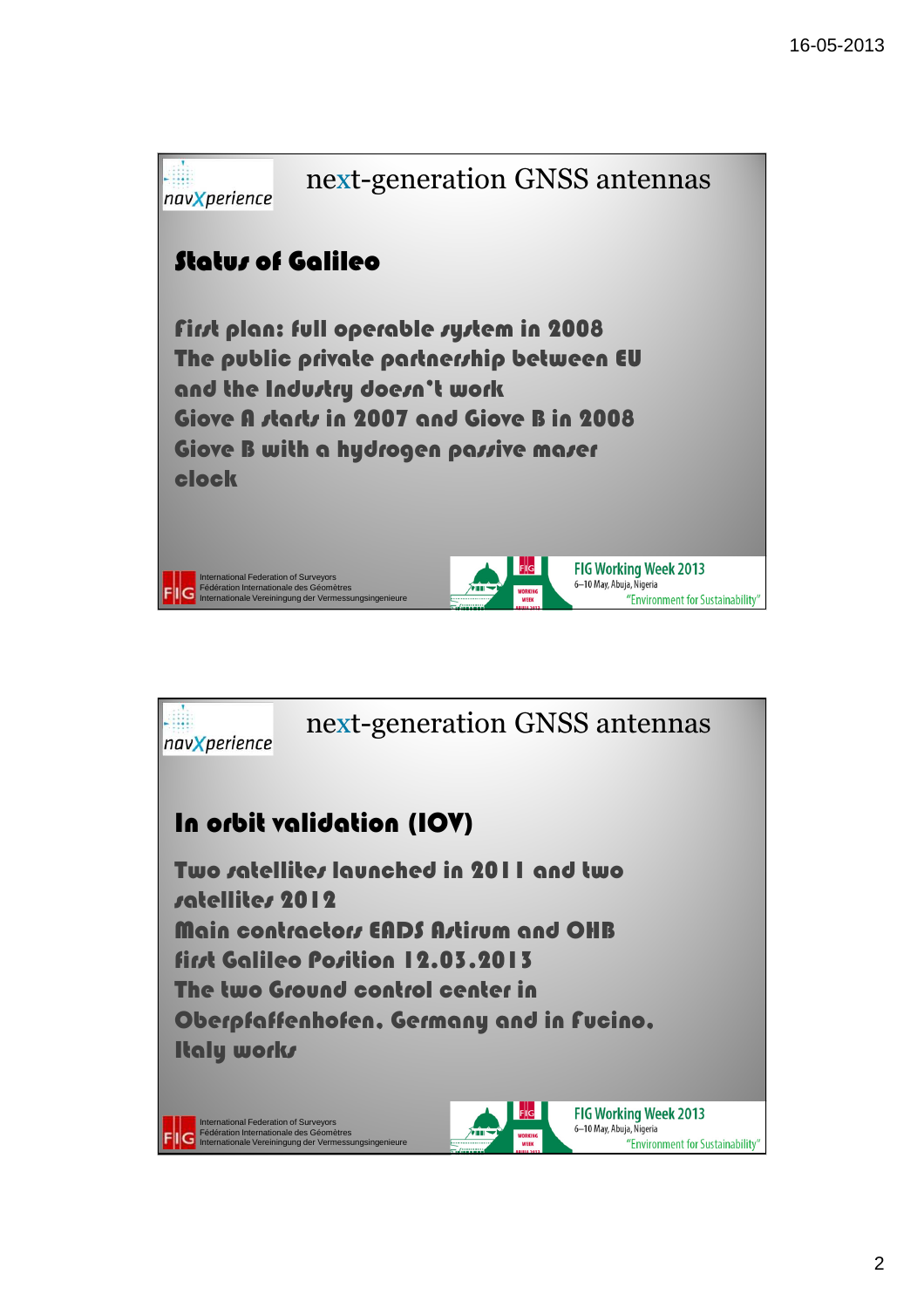## next-generation GNSS antennas

### Status of Galileo

First plan: full operable system in 2008
The public private partnership between EU and the Industry doesn't work
Giove A starts in 2007 and Giove B in 2008
Giove B with a hydrogen passive maser clock

## next-generation GNSS antennas

### In orbit validation (IOV)

Two satellites launched in 2011 and two satellites 2012
Main contractors EADS Astrium and OHB
first Galileo Position 12.03.2013
The two Ground control center in Oberpfaffenhofen, Germany and in Fucino, Italy works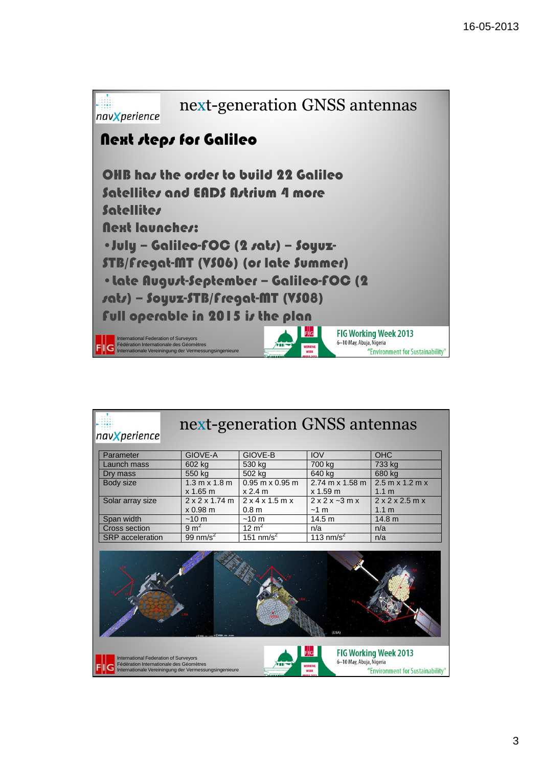## next-generation GNSS antennas

### Next steps for Galileo

OHB has the order to build 22 Galileo Satellites and EADS Astrium 4 more Satellites

Next launches:

- July – Galileo-FOC (2 sats) – Soyuz-STB/Fregat-MT (VS06) (or late Summer)
- Late August-September – Galileo-FOC (2 sats) – Soyuz-STB/Fregat-MT (VS08)

Full operable in 2015 is the plan

International Federation of Surveyors
Fédération Internationale des Géomètres
Internationale Vereinigung der Vermessungsingenieure

FIG Working Week 2013
6–10 May, Abuja, Nigeria
"Environment for Sustainability"

## next-generation GNSS antennas

| Parameter | GIOVE-A | GIOVE-B | IOV | OHC |
|---|---|---|---|---|
| Launch mass | 602 kg | 530 kg | 700 kg | 733 kg |
| Dry mass | 550 kg | 502 kg | 640 kg | 680 kg |
| Body size | 1.3 m x 1.8 m x 1.65 m | 0.95 m x 0.95 m x 2.4 m | 2.74 m x 1.58 m x 1.59 m | 2.5 m x 1.2 m x 1.1 m |
| Solar array size | 2 x 2 x 1.74 m x 0.98 m | 2 x 4 x 1.5 m x 0.8 m | 2 x 2 x ~3 m x ~1 m | 2 x 2 x 2.5 m x 1.1 m |
| Span width | ~10 m | ~10 m | 14.5 m | 14.8 m |
| Cross section | 9 $m^2$ | 12 $m^2$ | n/a | n/a |
| SRP acceleration | 99 $nm/s^2$ | 151 $nm/s^2$ | 113 $nm/s^2$ | n/a |

International Federation of Surveyors
Fédération Internationale des Géomètres
Internationale Vereinigung der Vermessungsingenieure

FIG Working Week 2013
6–10 May, Abuja, Nigeria
"Environment for Sustainability"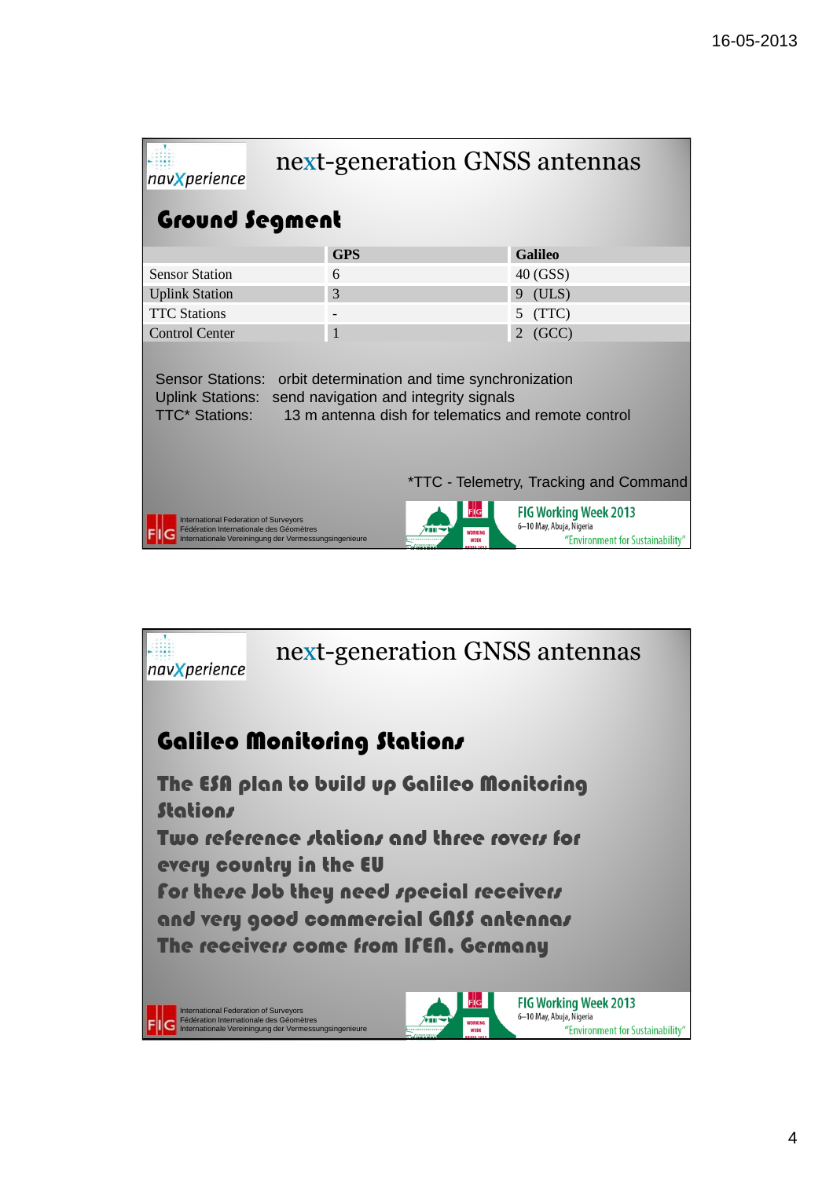## next-generation GNSS antennas

### Ground Segment

| | GPS | Galileo |
|---|---|---|
| Sensor Station | 6 | 40 (GSS) |
| Uplink Station | 3 | 9 (ULS) |
| TTC Stations | - | 5 (TTC) |
| Control Center | 1 | 2 (GCC) |

Sensor Stations: orbit determination and time synchronization
Uplink Stations: send navigation and integrity signals
TTC* Stations: 13 m antenna dish for telematics and remote control

*TTC - Telemetry, Tracking and Command

## next-generation GNSS antennas

### Galileo Monitoring Stations

The ESA plan to build up Galileo Monitoring Stations
Two reference stations and three rovers for every country in the EU
For these Job they need special receivers and very good commercial GNSS antennas
The receivers come from IFEN, Germany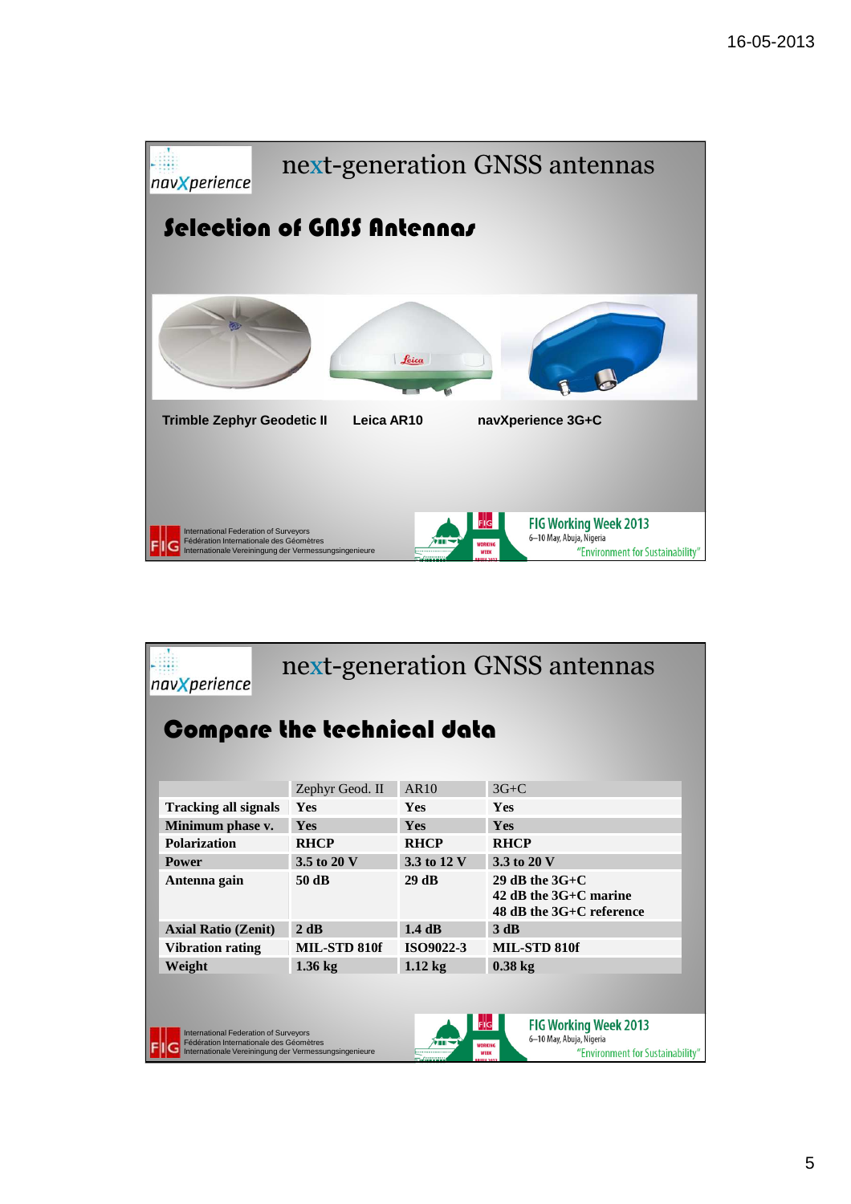# next-generation GNSS antennas

## Selection of GNSS Antennas

Trimble Zephyr Geodetic II    Leica AR10    navXperience 3G+C

International Federation of Surveyors
Fédération Internationale des Géomètres
Internationale Vereinigung der Vermessungsingenieure

FIG Working Week 2013
6–10 May, Abuja, Nigeria
"Environment for Sustainability"

# next-generation GNSS antennas

## Compare the technical data

| | Zephyr Geod. II | AR10 | 3G+C |
|---|---|---|---|
| **Tracking all signals** | **Yes** | **Yes** | **Yes** |
| **Minimum phase v.** | **Yes** | **Yes** | **Yes** |
| **Polarization** | **RHCP** | **RHCP** | **RHCP** |
| **Power** | **3.5 to 20 V** | **3.3 to 12 V** | **3.3 to 20 V** |
| **Antenna gain** | **50 dB** | **29 dB** | **29 dB the 3G+C**<br>**42 dB the 3G+C marine**<br>**48 dB the 3G+C reference** |
| **Axial Ratio (Zenit)** | **2 dB** | **1.4 dB** | **3 dB** |
| **Vibration rating** | **MIL-STD 810f** | **ISO9022-3** | **MIL-STD 810f** |
| **Weight** | **1.36 kg** | **1.12 kg** | **0.38 kg** |

International Federation of Surveyors
Fédération Internationale des Géomètres
Internationale Vereinigung der Vermessungsingenieure

FIG Working Week 2013
6–10 May, Abuja, Nigeria
"Environment for Sustainability"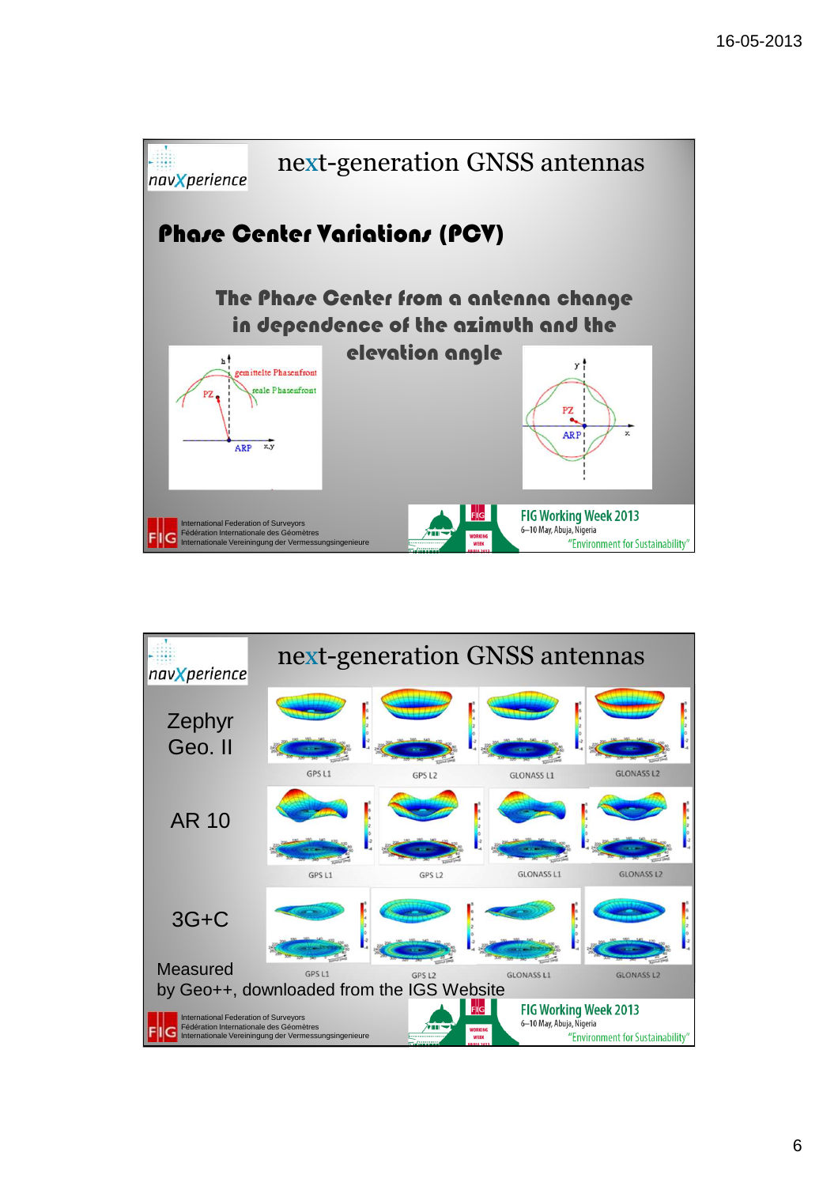## next-generation GNSS antennas

### Phase Center Variations (PCV)

**The Phase Center from a antenna change in dependence of the azimuth and the elevation angle**

gemittelte Phasenfront

reale Phasenfront

PZ

ARP

h

x,y

y

x

## next-generation GNSS antennas

Zephyr Geo. II

AR 10

3G+C

GPS L1 | GPS L2 | GLONASS L1 | GLONASS L2

Measured by Geo++, downloaded from the IGS Website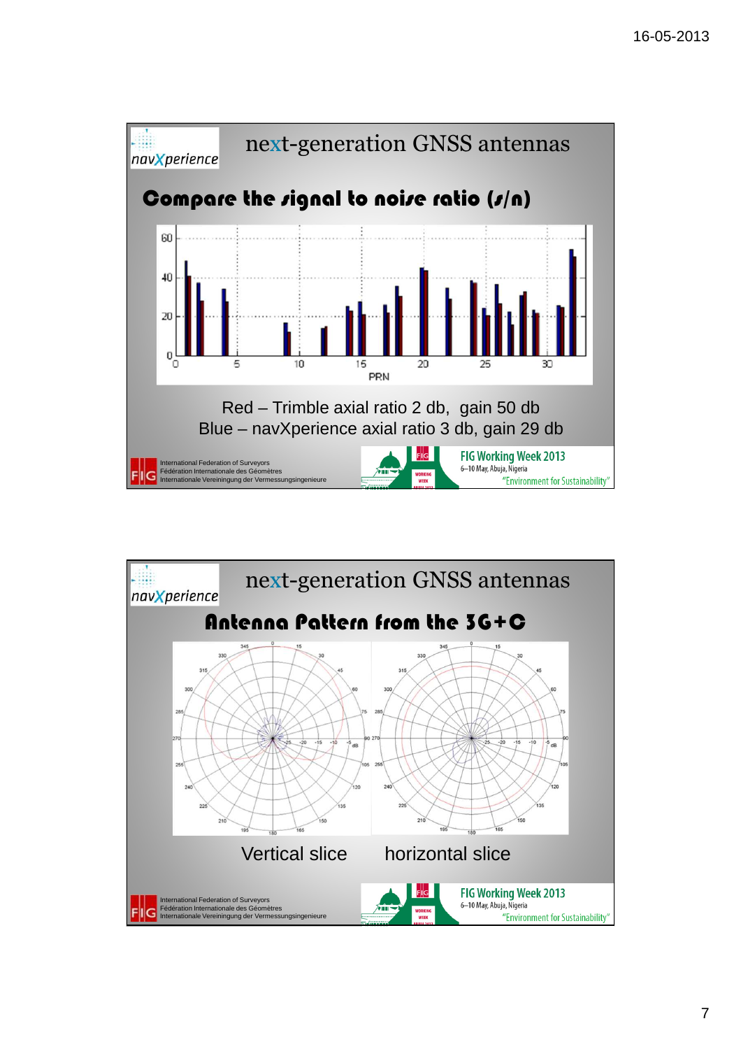## next-generation GNSS antennas

### Compare the signal to noise ratio (s/n)

Red – Trimble axial ratio 2 db, gain 50 db
Blue – navXperience axial ratio 3 db, gain 29 db

International Federation of Surveyors
Fédération Internationale des Géomètres
Internationale Vereinigung der Vermessungsingenieure

FIG Working Week 2013
6–10 May, Abuja, Nigeria
"Environment for Sustainability"

## next-generation GNSS antennas

### Antenna Pattern from the 3G+C

Vertical slice    horizontal slice

International Federation of Surveyors
Fédération Internationale des Géomètres
Internationale Vereinigung der Vermessungsingenieure

FIG Working Week 2013
6–10 May, Abuja, Nigeria
"Environment for Sustainability"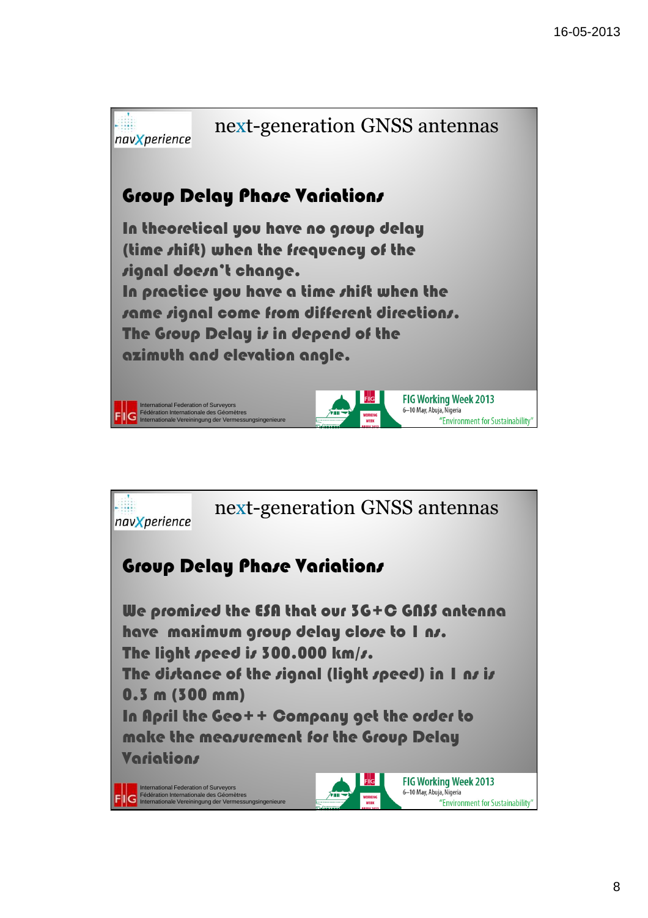## next-generation GNSS antennas

### Group Delay Phase Variations

In theoretical you have no group delay (time shift) when the frequency of the signal doesn't change.
In practice you have a time shift when the same signal come from different directions.
The Group Delay is in depend of the azimuth and elevation angle.

International Federation of Surveyors
Fédération Internationale des Géomètres
Internationale Vereinigung der Vermessungsingenieure

FIG Working Week 2013
6–10 May, Abuja, Nigeria
"Environment for Sustainability"

## next-generation GNSS antennas

### Group Delay Phase Variations

We promised the ESA that our 3G+C GNSS antenna have maximum group delay close to 1 ns.
The light speed is 300.000 km/s.
The distance of the signal (light speed) in 1 ns is 0.3 m (300 mm)
In April the Geo++ Company get the order to make the measurement for the Group Delay Variations

International Federation of Surveyors
Fédération Internationale des Géomètres
Internationale Vereinigung der Vermessungsingenieure

FIG Working Week 2013
6–10 May, Abuja, Nigeria
"Environment for Sustainability"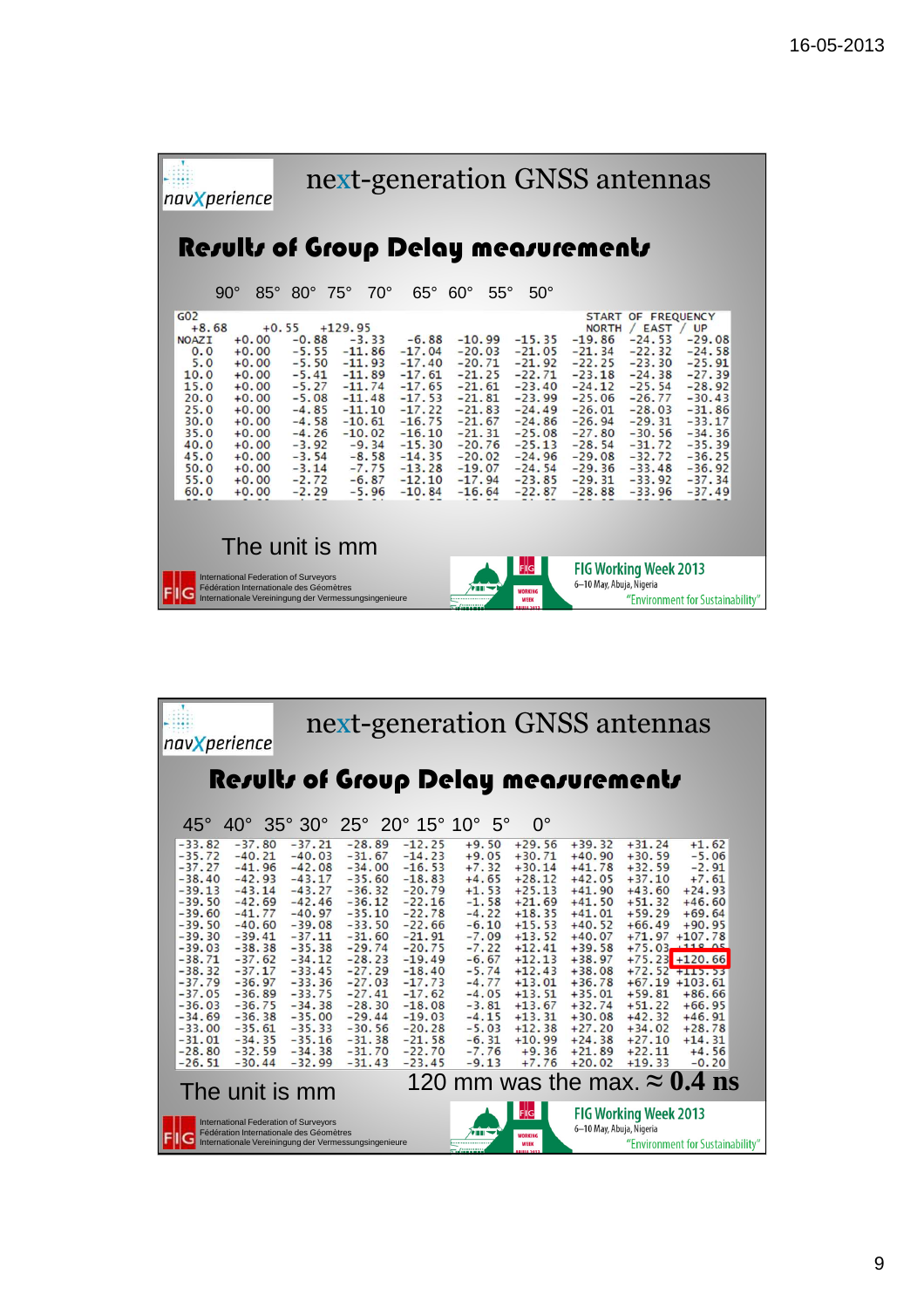## next-generation GNSS antennas

### Results of Group Delay measurements

90° 85° 80° 75° 70° 65° 60° 55° 50°

```
G02                                                          START OF FREQUENCY
  +8.68      +0.55    +129.95                                 NORTH / EAST / UP
NOAZI   +0.00   -0.88   -3.33   -6.88  -10.99  -15.35  -19.86  -24.53  -29.08
  0.0   +0.00   -5.55  -11.86  -17.04  -20.03  -21.05  -21.34  -22.32  -24.58
  5.0   +0.00   -5.50  -11.93  -17.40  -20.71  -21.92  -22.25  -23.30  -25.91
 10.0   +0.00   -5.41  -11.89  -17.61  -21.25  -22.71  -23.18  -24.38  -27.39
 15.0   +0.00   -5.27  -11.74  -17.65  -21.61  -23.40  -24.12  -25.54  -28.92
 20.0   +0.00   -5.08  -11.48  -17.53  -21.81  -23.99  -25.06  -26.77  -30.43
 25.0   +0.00   -4.85  -11.10  -17.22  -21.83  -24.49  -26.01  -28.03  -31.86
 30.0   +0.00   -4.58  -10.61  -16.75  -21.67  -24.86  -26.94  -29.31  -33.17
 35.0   +0.00   -4.26  -10.02  -16.10  -21.31  -25.08  -27.80  -30.56  -34.36
 40.0   +0.00   -3.92   -9.34  -15.30  -20.76  -25.13  -28.54  -31.72  -35.39
 45.0   +0.00   -3.54   -8.58  -14.35  -20.02  -24.96  -29.08  -32.72  -36.25
 50.0   +0.00   -3.14   -7.75  -13.28  -19.07  -24.54  -29.36  -33.48  -36.92
 55.0   +0.00   -2.72   -6.87  -12.10  -17.94  -23.85  -29.31  -33.92  -37.34
 60.0   +0.00   -2.29   -5.96  -10.84  -16.64  -22.87  -28.88  -33.96  -37.49
```

The unit is mm

International Federation of Surveyors
Fédération Internationale des Géomètres
Internationale Vereinigung der Vermessungsingenieure

FIG Working Week 2013
6–10 May, Abuja, Nigeria
"Environment for Sustainability"

## next-generation GNSS antennas

### Results of Group Delay measurements

45° 40° 35° 30° 25° 20° 15° 10° 5° 0°

```
-33.82  -37.80  -37.21  -28.89  -12.25   +9.50  +29.56  +39.32  +31.24   +1.62
-35.72  -40.21  -40.03  -31.67  -14.23   +9.05  +30.71  +40.90  +30.59   -5.06
-37.27  -41.96  -42.08  -34.00  -16.53   +7.32  +30.14  +41.78  +32.59   -2.91
-38.40  -42.93  -43.17  -35.60  -18.83   +4.65  +28.12  +42.05  +37.10   +7.61
-39.13  -43.14  -43.27  -36.32  -20.79   +1.53  +25.13  +41.90  +43.60  +24.93
-39.50  -42.69  -42.46  -36.12  -22.16   -1.58  +21.69  +41.50  +51.32  +46.60
-39.60  -41.77  -40.97  -35.10  -22.78   -4.22  +18.35  +41.01  +59.29  +69.64
-39.50  -40.60  -39.08  -33.50  -22.66   -6.10  +15.53  +40.52  +66.49  +90.95
-39.30  -39.41  -37.11  -31.60  -21.91   -7.09  +13.52  +40.07  +71.97 +107.78
-39.03  -38.38  -35.38  -29.74  -20.75   -7.22  +12.41  +39.58  +75.03 +118.05
-38.71  -37.62  -34.12  -28.23  -19.49   -6.67  +12.13  +38.97  +75.23 +120.66
-38.32  -37.17  -33.45  -27.29  -18.40   -5.74  +12.43  +38.08  +72.52 +115.53
-37.79  -36.97  -33.36  -27.03  -17.73   -4.77  +13.01  +36.78  +67.19 +103.61
-37.05  -36.89  -33.75  -27.41  -17.62   -4.05  +13.51  +35.01  +59.81  +86.66
-36.03  -36.75  -34.38  -28.30  -18.08   -3.81  +13.67  +32.74  +51.22  +66.95
-34.69  -36.38  -35.00  -29.44  -19.03   -4.15  +13.31  +30.08  +42.32  +46.91
-33.00  -35.61  -35.33  -30.56  -20.28   -5.03  +12.38  +27.20  +34.02  +28.78
-31.01  -34.35  -35.16  -31.38  -21.58   -6.31  +10.99  +24.38  +27.10  +14.31
-28.80  -32.59  -34.38  -31.70  -22.70   -7.76   +9.36  +21.89  +22.11   +4.56
-26.51  -30.44  -32.99  -31.43  -23.45   -9.13   +7.76  +20.02  +19.33   -0.20
```

The unit is mm

120 mm was the max. ≈ **0.4 ns**

International Federation of Surveyors
Fédération Internationale des Géomètres
Internationale Vereinigung der Vermessungsingenieure

FIG Working Week 2013
6–10 May, Abuja, Nigeria
"Environment for Sustainability"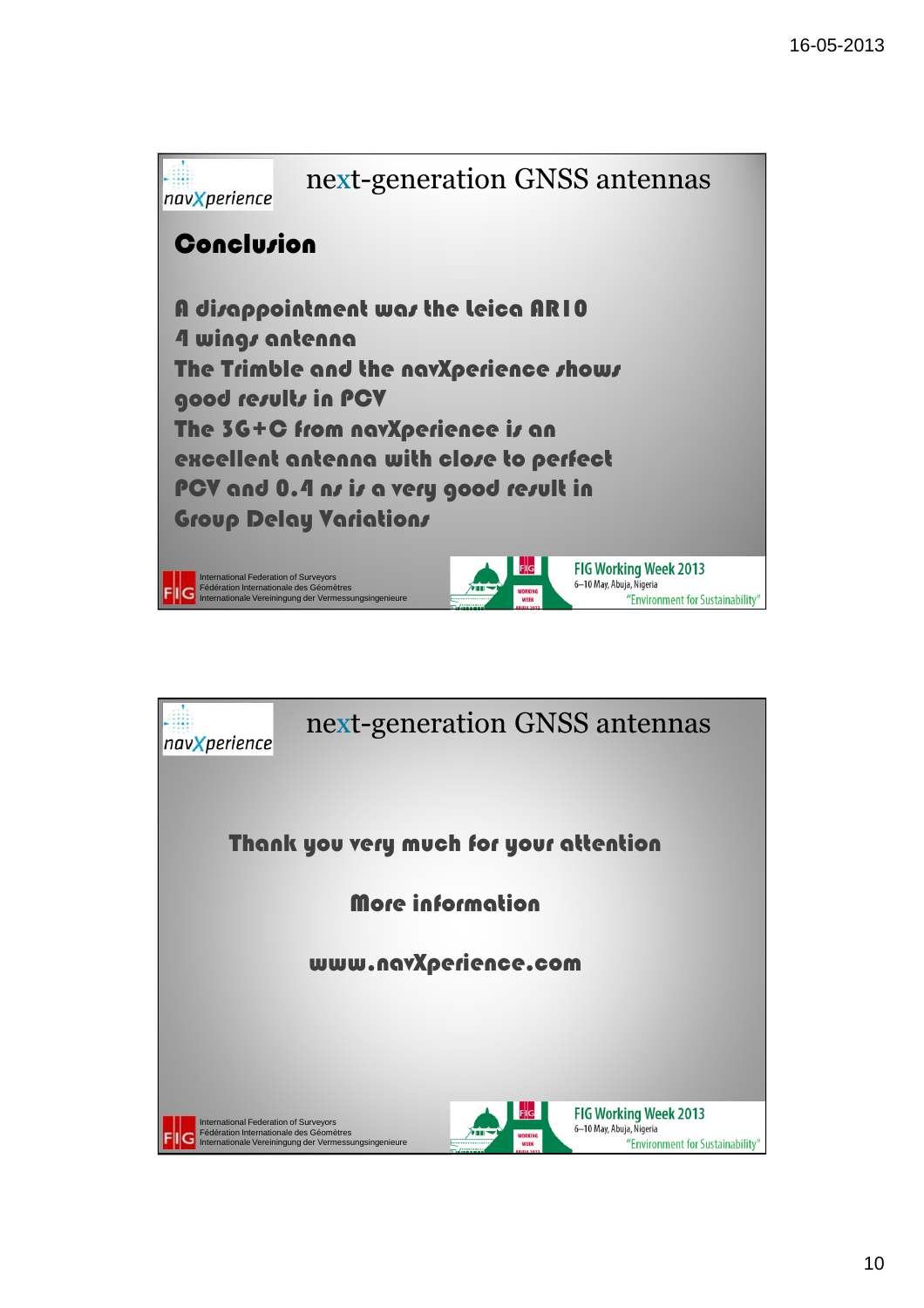## next-generation GNSS antennas

### Conclusion

A disappointment was the Leica AR10 4 wings antenna
The Trimble and the navXperience shows good results in PCV
The 3G+C from navXperience is an excellent antenna with close to perfect PCV and 0.4 ns is a very good result in Group Delay Variations

International Federation of Surveyors
Fédération Internationale des Géomètres
Internationale Vereiningung der Vermessungsingenieure

FIG Working Week 2013
6–10 May, Abuja, Nigeria
"Environment for Sustainability"

## next-generation GNSS antennas

Thank you very much for your attention

More information

www.navXperience.com

International Federation of Surveyors
Fédération Internationale des Géomètres
Internationale Vereiningung der Vermessungsingenieure

FIG Working Week 2013
6–10 May, Abuja, Nigeria
"Environment for Sustainability"